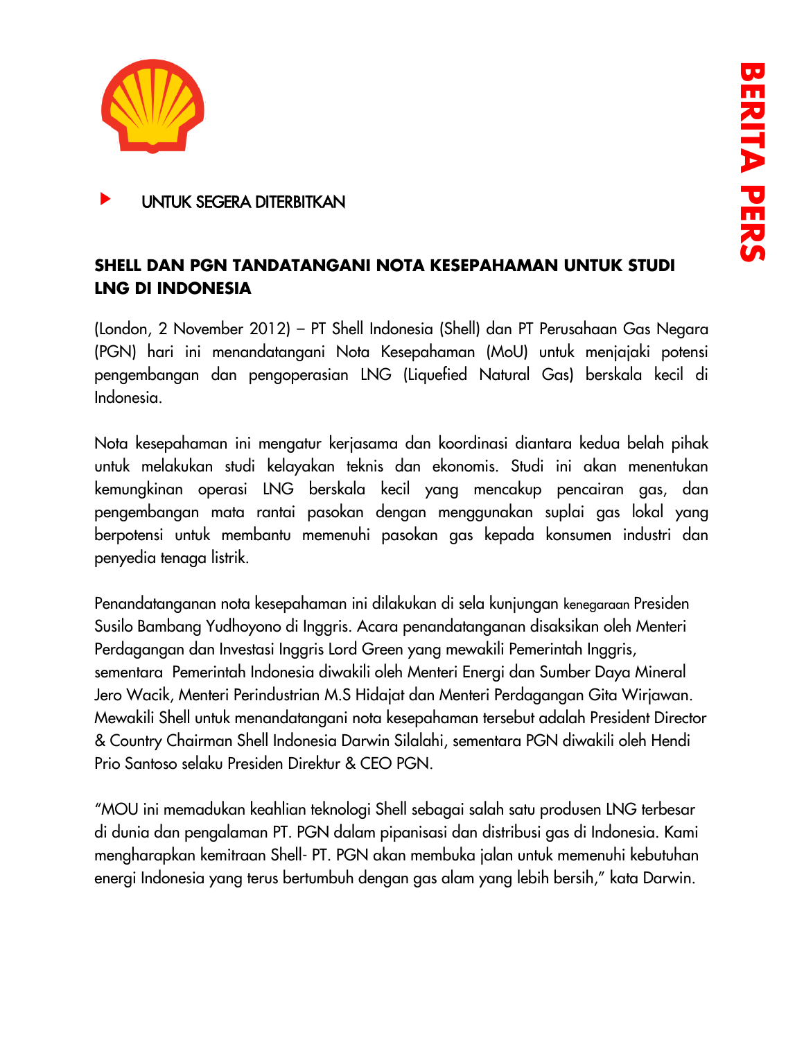BERITA PERS

UNTUK SEGERA DITERBITKAN

## SHELL DAN PGN TANDATANGANI NOTA KESEPAHAMAN UNTUK STUDI LNG DI INDONESIA

(London, 2 November 2012) – PT Shell Indonesia (Shell) dan PT Perusahaan Gas Negara (PGN) hari ini menandatangani Nota Kesepahaman (MoU) untuk menjajaki potensi pengembangan dan pengoperasian LNG (Liquefied Natural Gas) berskala kecil di Indonesia.

Nota kesepahaman ini mengatur kerjasama dan koordinasi diantara kedua belah pihak untuk melakukan studi kelayakan teknis dan ekonomis. Studi ini akan menentukan kemungkinan operasi LNG berskala kecil yang mencakup pencairan gas, dan pengembangan mata rantai pasokan dengan menggunakan suplai gas lokal yang berpotensi untuk membantu memenuhi pasokan gas kepada konsumen industri dan penyedia tenaga listrik.

Penandatanganan nota kesepahaman ini dilakukan di sela kunjungan kenegaraan Presiden Susilo Bambang Yudhoyono di Inggris. Acara penandatanganan disaksikan oleh Menteri Perdagangan dan Investasi Inggris Lord Green yang mewakili Pemerintah Inggris, sementara Pemerintah Indonesia diwakili oleh Menteri Energi dan Sumber Daya Mineral Jero Wacik, Menteri Perindustrian M.S Hidajat dan Menteri Perdagangan Gita Wirjawan. Mewakili Shell untuk menandatangani nota kesepahaman tersebut adalah President Director & Country Chairman Shell Indonesia Darwin Silalahi, sementara PGN diwakili oleh Hendi Prio Santoso selaku Presiden Direktur & CEO PGN.

"MOU ini memadukan keahlian teknologi Shell sebagai salah satu produsen LNG terbesar di dunia dan pengalaman PT. PGN dalam pipanisasi dan distribusi gas di Indonesia. Kami mengharapkan kemitraan Shell- PT. PGN akan membuka jalan untuk memenuhi kebutuhan energi Indonesia yang terus bertumbuh dengan gas alam yang lebih bersih," kata Darwin.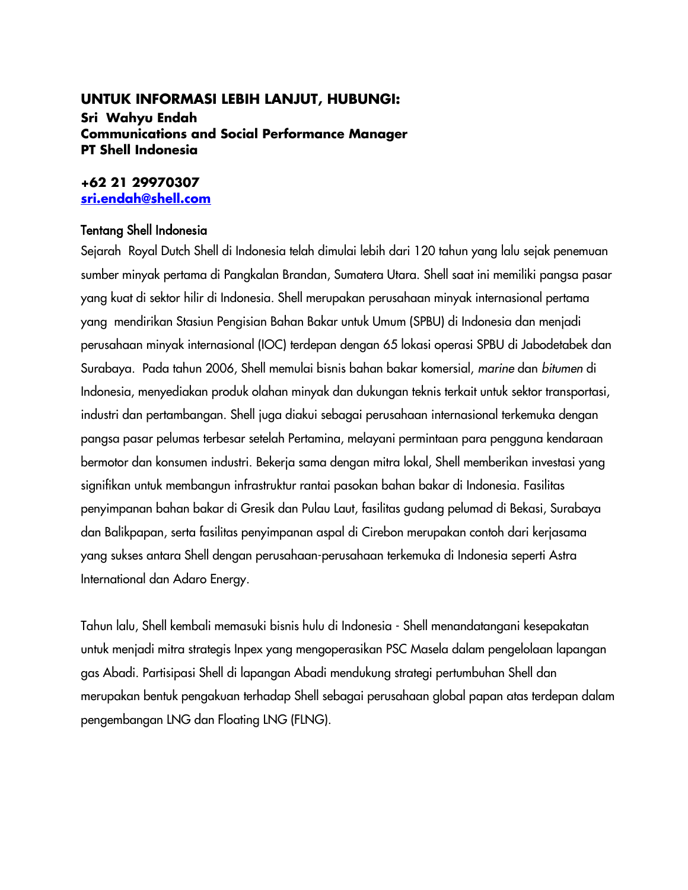**UNTUK INFORMASI LEBIH LANJUT, HUBUNGI:**
**Sri Wahyu Endah**
**Communications and Social Performance Manager**
**PT Shell Indonesia**

**+62 21 29970307**
**[sri.endah@shell.com](mailto:sri.endah@shell.com)**

### Tentang Shell Indonesia

Sejarah Royal Dutch Shell di Indonesia telah dimulai lebih dari 120 tahun yang lalu sejak penemuan sumber minyak pertama di Pangkalan Brandan, Sumatera Utara. Shell saat ini memiliki pangsa pasar yang kuat di sektor hilir di Indonesia. Shell merupakan perusahaan minyak internasional pertama yang mendirikan Stasiun Pengisian Bahan Bakar untuk Umum (SPBU) di Indonesia dan menjadi perusahaan minyak internasional (IOC) terdepan dengan 65 lokasi operasi SPBU di Jabodetabek dan Surabaya. Pada tahun 2006, Shell memulai bisnis bahan bakar komersial, *marine* dan *bitumen* di Indonesia, menyediakan produk olahan minyak dan dukungan teknis terkait untuk sektor transportasi, industri dan pertambangan. Shell juga diakui sebagai perusahaan internasional terkemuka dengan pangsa pasar pelumas terbesar setelah Pertamina, melayani permintaan para pengguna kendaraan bermotor dan konsumen industri. Bekerja sama dengan mitra lokal, Shell memberikan investasi yang signifikan untuk membangun infrastruktur rantai pasokan bahan bakar di Indonesia. Fasilitas penyimpanan bahan bakar di Gresik dan Pulau Laut, fasilitas gudang pelumad di Bekasi, Surabaya dan Balikpapan, serta fasilitas penyimpanan aspal di Cirebon merupakan contoh dari kerjasama yang sukses antara Shell dengan perusahaan-perusahaan terkemuka di Indonesia seperti Astra International dan Adaro Energy.

Tahun lalu, Shell kembali memasuki bisnis hulu di Indonesia - Shell menandatangani kesepakatan untuk menjadi mitra strategis Inpex yang mengoperasikan PSC Masela dalam pengelolaan lapangan gas Abadi. Partisipasi Shell di lapangan Abadi mendukung strategi pertumbuhan Shell dan merupakan bentuk pengakuan terhadap Shell sebagai perusahaan global papan atas terdepan dalam pengembangan LNG dan Floating LNG (FLNG).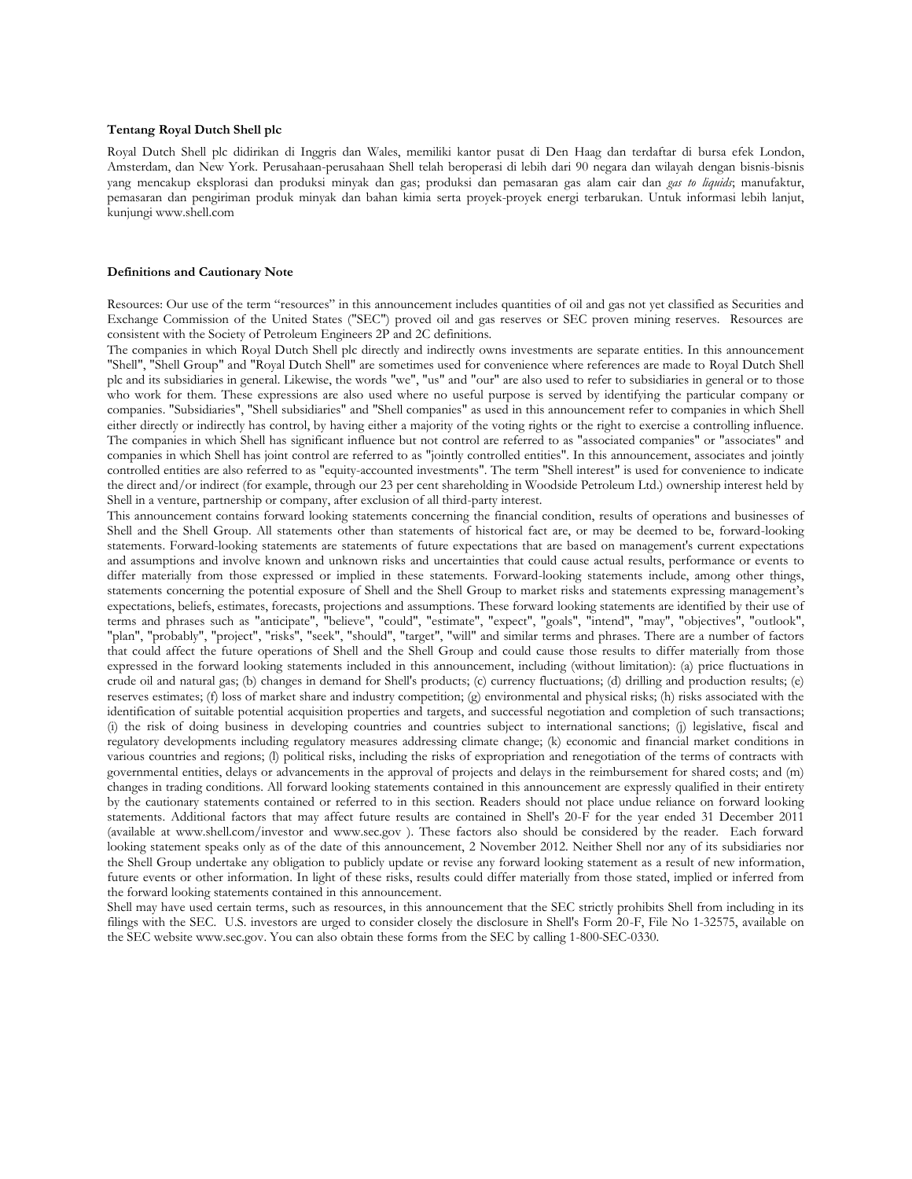**Tentang Royal Dutch Shell plc**

Royal Dutch Shell plc didirikan di Inggris dan Wales, memiliki kantor pusat di Den Haag dan terdaftar di bursa efek London, Amsterdam, dan New York. Perusahaan-perusahaan Shell telah beroperasi di lebih dari 90 negara dan wilayah dengan bisnis-bisnis yang mencakup eksplorasi dan produksi minyak dan gas; produksi dan pemasaran gas alam cair dan *gas to liquids*; manufaktur, pemasaran dan pengiriman produk minyak dan bahan kimia serta proyek-proyek energi terbarukan. Untuk informasi lebih lanjut, kunjungi www.shell.com

**Definitions and Cautionary Note**

Resources: Our use of the term "resources" in this announcement includes quantities of oil and gas not yet classified as Securities and Exchange Commission of the United States ("SEC") proved oil and gas reserves or SEC proven mining reserves. Resources are consistent with the Society of Petroleum Engineers 2P and 2C definitions.

The companies in which Royal Dutch Shell plc directly and indirectly owns investments are separate entities. In this announcement "Shell", "Shell Group" and "Royal Dutch Shell" are sometimes used for convenience where references are made to Royal Dutch Shell plc and its subsidiaries in general. Likewise, the words "we", "us" and "our" are also used to refer to subsidiaries in general or to those who work for them. These expressions are also used where no useful purpose is served by identifying the particular company or companies. "Subsidiaries", "Shell subsidiaries" and "Shell companies" as used in this announcement refer to companies in which Shell either directly or indirectly has control, by having either a majority of the voting rights or the right to exercise a controlling influence. The companies in which Shell has significant influence but not control are referred to as "associated companies" or "associates" and companies in which Shell has joint control are referred to as "jointly controlled entities". In this announcement, associates and jointly controlled entities are also referred to as "equity-accounted investments". The term "Shell interest" is used for convenience to indicate the direct and/or indirect (for example, through our 23 per cent shareholding in Woodside Petroleum Ltd.) ownership interest held by Shell in a venture, partnership or company, after exclusion of all third-party interest.

This announcement contains forward looking statements concerning the financial condition, results of operations and businesses of Shell and the Shell Group. All statements other than statements of historical fact are, or may be deemed to be, forward-looking statements. Forward-looking statements are statements of future expectations that are based on management's current expectations and assumptions and involve known and unknown risks and uncertainties that could cause actual results, performance or events to differ materially from those expressed or implied in these statements. Forward-looking statements include, among other things, statements concerning the potential exposure of Shell and the Shell Group to market risks and statements expressing management's expectations, beliefs, estimates, forecasts, projections and assumptions. These forward looking statements are identified by their use of terms and phrases such as "anticipate", "believe", "could", "estimate", "expect", "goals", "intend", "may", "objectives", "outlook", "plan", "probably", "project", "risks", "seek", "should", "target", "will" and similar terms and phrases. There are a number of factors that could affect the future operations of Shell and the Shell Group and could cause those results to differ materially from those expressed in the forward looking statements included in this announcement, including (without limitation): (a) price fluctuations in crude oil and natural gas; (b) changes in demand for Shell's products; (c) currency fluctuations; (d) drilling and production results; (e) reserves estimates; (f) loss of market share and industry competition; (g) environmental and physical risks; (h) risks associated with the identification of suitable potential acquisition properties and targets, and successful negotiation and completion of such transactions; (i) the risk of doing business in developing countries and countries subject to international sanctions; (j) legislative, fiscal and regulatory developments including regulatory measures addressing climate change; (k) economic and financial market conditions in various countries and regions; (l) political risks, including the risks of expropriation and renegotiation of the terms of contracts with governmental entities, delays or advancements in the approval of projects and delays in the reimbursement for shared costs; and (m) changes in trading conditions. All forward looking statements contained in this announcement are expressly qualified in their entirety by the cautionary statements contained or referred to in this section. Readers should not place undue reliance on forward looking statements. Additional factors that may affect future results are contained in Shell's 20-F for the year ended 31 December 2011 (available at www.shell.com/investor and www.sec.gov ). These factors also should be considered by the reader. Each forward looking statement speaks only as of the date of this announcement, 2 November 2012. Neither Shell nor any of its subsidiaries nor the Shell Group undertake any obligation to publicly update or revise any forward looking statement as a result of new information, future events or other information. In light of these risks, results could differ materially from those stated, implied or inferred from the forward looking statements contained in this announcement.

Shell may have used certain terms, such as resources, in this announcement that the SEC strictly prohibits Shell from including in its filings with the SEC. U.S. investors are urged to consider closely the disclosure in Shell's Form 20-F, File No 1-32575, available on the SEC website www.sec.gov. You can also obtain these forms from the SEC by calling 1-800-SEC-0330.